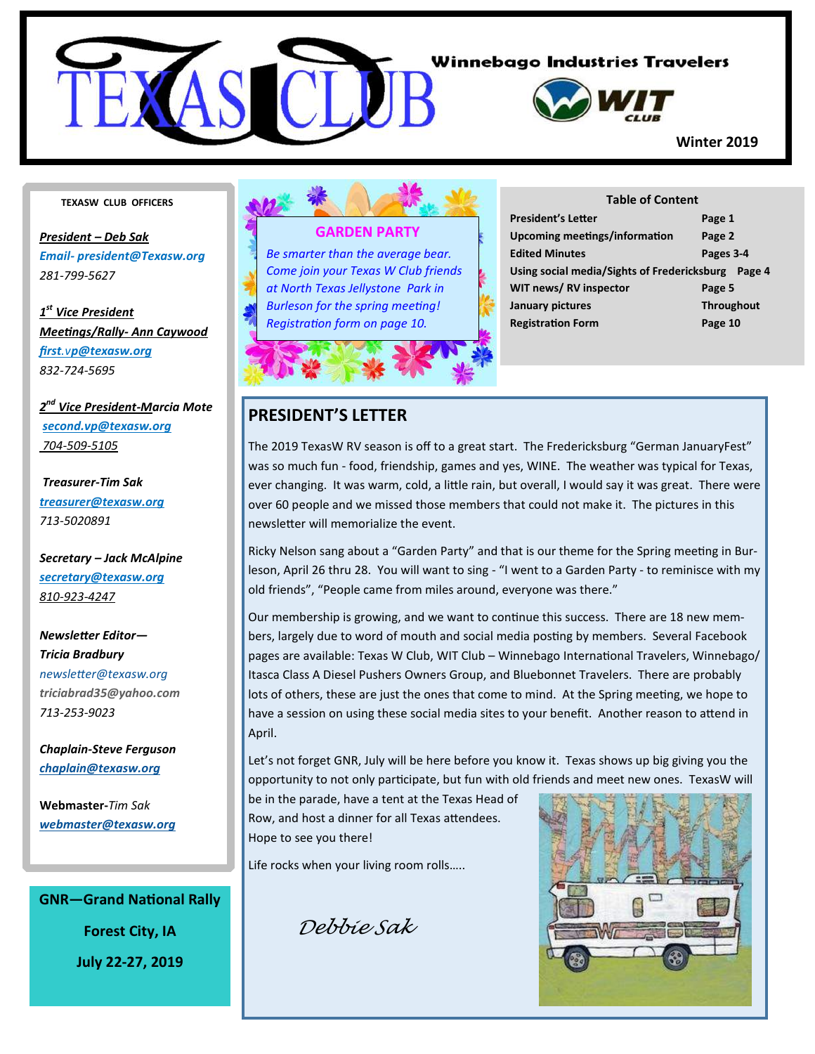# TEXAS W CLUB

Winnebago Industries Travelers

WIT CLUB

Winter 2019

**TEXASW CLUB OFFICERS**

***President – Deb Sak***
*Email- president@Texasw.org*
*281-799-5627*

***1st Vice President Meetings/Rally- Ann Caywood***
*first.vp@texasw.org*
*832-724-5695*

***2nd Vice President-Marcia Mote***
*second.vp@texasw.org*
*704-509-5105*

***Treasurer-Tim Sak***
*treasurer@texasw.org*
*713-5020891*

***Secretary – Jack McAlpine***
*secretary@texasw.org*
*810-923-4247*

***Newsletter Editor— Tricia Bradbury***
*newsletter@texasw.org*
*triciabrad35@yahoo.com*
*713-253-9023*

***Chaplain-Steve Ferguson***
*chaplain@texasw.org*

**Webmaster-***Tim Sak*
*webmaster@texasw.org*

**GNR—Grand National Rally**

**Forest City, IA**

**July 22-27, 2019**

## GARDEN PARTY

*Be smarter than the average bear. Come join your Texas W Club friends at North Texas Jellystone Park in Burleson for the spring meeting! Registration form on page 10.*

**Table of Content**

| | |
|---|---|
| **President's Letter** | **Page 1** |
| **Upcoming meetings/information** | **Page 2** |
| **Edited Minutes** | **Pages 3-4** |
| **Using social media/Sights of Fredericksburg** | **Page 4** |
| **WIT news/ RV inspector** | **Page 5** |
| **January pictures** | **Throughout** |
| **Registration Form** | **Page 10** |

## PRESIDENT'S LETTER

The 2019 TexasW RV season is off to a great start. The Fredericksburg "German JanuaryFest" was so much fun - food, friendship, games and yes, WINE. The weather was typical for Texas, ever changing. It was warm, cold, a little rain, but overall, I would say it was great. There were over 60 people and we missed those members that could not make it. The pictures in this newsletter will memorialize the event.

Ricky Nelson sang about a "Garden Party" and that is our theme for the Spring meeting in Burleson, April 26 thru 28. You will want to sing - "I went to a Garden Party - to reminisce with my old friends", "People came from miles around, everyone was there."

Our membership is growing, and we want to continue this success. There are 18 new members, largely due to word of mouth and social media posting by members. Several Facebook pages are available: Texas W Club, WIT Club – Winnebago International Travelers, Winnebago/ Itasca Class A Diesel Pushers Owners Group, and Bluebonnet Travelers. There are probably lots of others, these are just the ones that come to mind. At the Spring meeting, we hope to have a session on using these social media sites to your benefit. Another reason to attend in April.

Let's not forget GNR, July will be here before you know it. Texas shows up big giving you the opportunity to not only participate, but fun with old friends and meet new ones. TexasW will be in the parade, have a tent at the Texas Head of Row, and host a dinner for all Texas attendees. Hope to see you there!

Life rocks when your living room rolls…..

*Debbie Sak*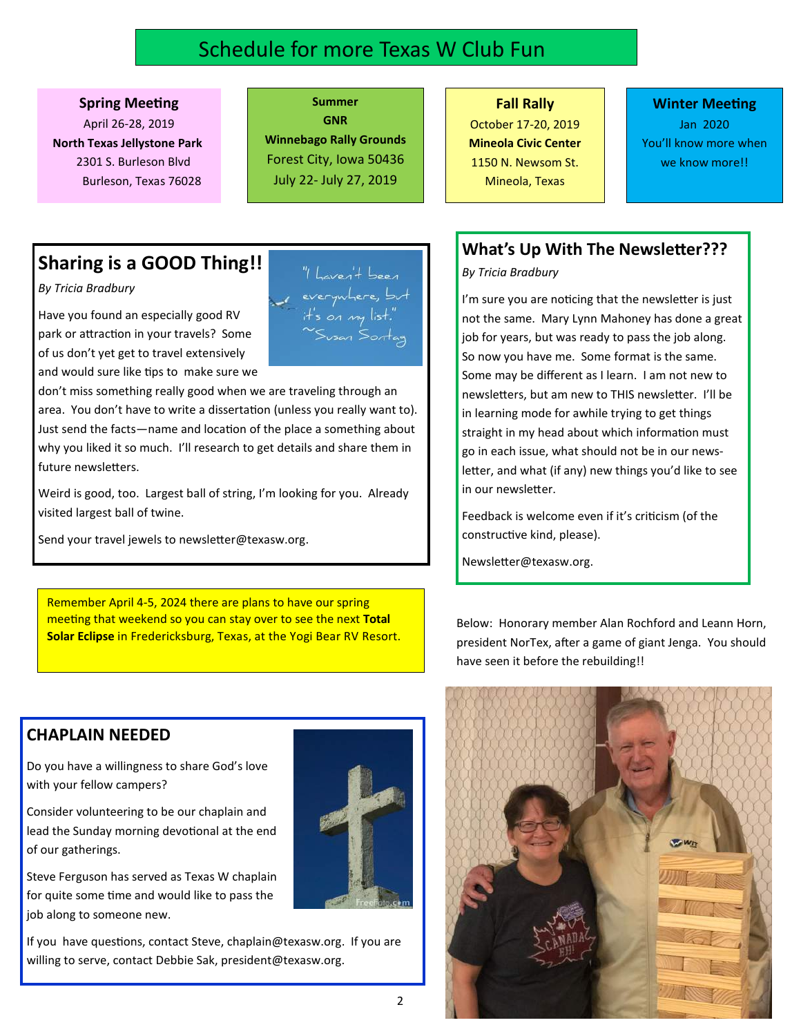# Schedule for more Texas W Club Fun

**Spring Meeting**
April 26-28, 2019
**North Texas Jellystone Park**
2301 S. Burleson Blvd
Burleson, Texas 76028

**Summer**
**GNR**
**Winnebago Rally Grounds**
Forest City, Iowa 50436
July 22- July 27, 2019

**Fall Rally**
October 17-20, 2019
**Mineola Civic Center**
1150 N. Newsom St.
Mineola, Texas

**Winter Meeting**
Jan 2020
You'll know more when we know more!!

## Sharing is a GOOD Thing!!

*By Tricia Bradbury*

"I haven't been everywhere, but it's on my list." ~Susan Sontag

Have you found an especially good RV park or attraction in your travels? Some of us don't yet get to travel extensively and would sure like tips to make sure we don't miss something really good when we are traveling through an area. You don't have to write a dissertation (unless you really want to). Just send the facts—name and location of the place a something about why you liked it so much. I'll research to get details and share them in future newsletters.

Weird is good, too. Largest ball of string, I'm looking for you. Already visited largest ball of twine.

Send your travel jewels to newsletter@texasw.org.

Remember April 4-5, 2024 there are plans to have our spring meeting that weekend so you can stay over to see the next **Total Solar Eclipse** in Fredericksburg, Texas, at the Yogi Bear RV Resort.

## CHAPLAIN NEEDED

Do you have a willingness to share God's love with your fellow campers?

Consider volunteering to be our chaplain and lead the Sunday morning devotional at the end of our gatherings.

Steve Ferguson has served as Texas W chaplain for quite some time and would like to pass the job along to someone new.

If you have questions, contact Steve, chaplain@texasw.org. If you are willing to serve, contact Debbie Sak, president@texasw.org.

## What's Up With The Newsletter???

*By Tricia Bradbury*

I'm sure you are noticing that the newsletter is just not the same. Mary Lynn Mahoney has done a great job for years, but was ready to pass the job along. So now you have me. Some format is the same. Some may be different as I learn. I am not new to newsletters, but am new to THIS newsletter. I'll be in learning mode for awhile trying to get things straight in my head about which information must go in each issue, what should not be in our newsletter, and what (if any) new things you'd like to see in our newsletter.

Feedback is welcome even if it's criticism (of the constructive kind, please).

Newsletter@texasw.org.

Below: Honorary member Alan Rochford and Leann Horn, president NorTex, after a game of giant Jenga. You should have seen it before the rebuilding!!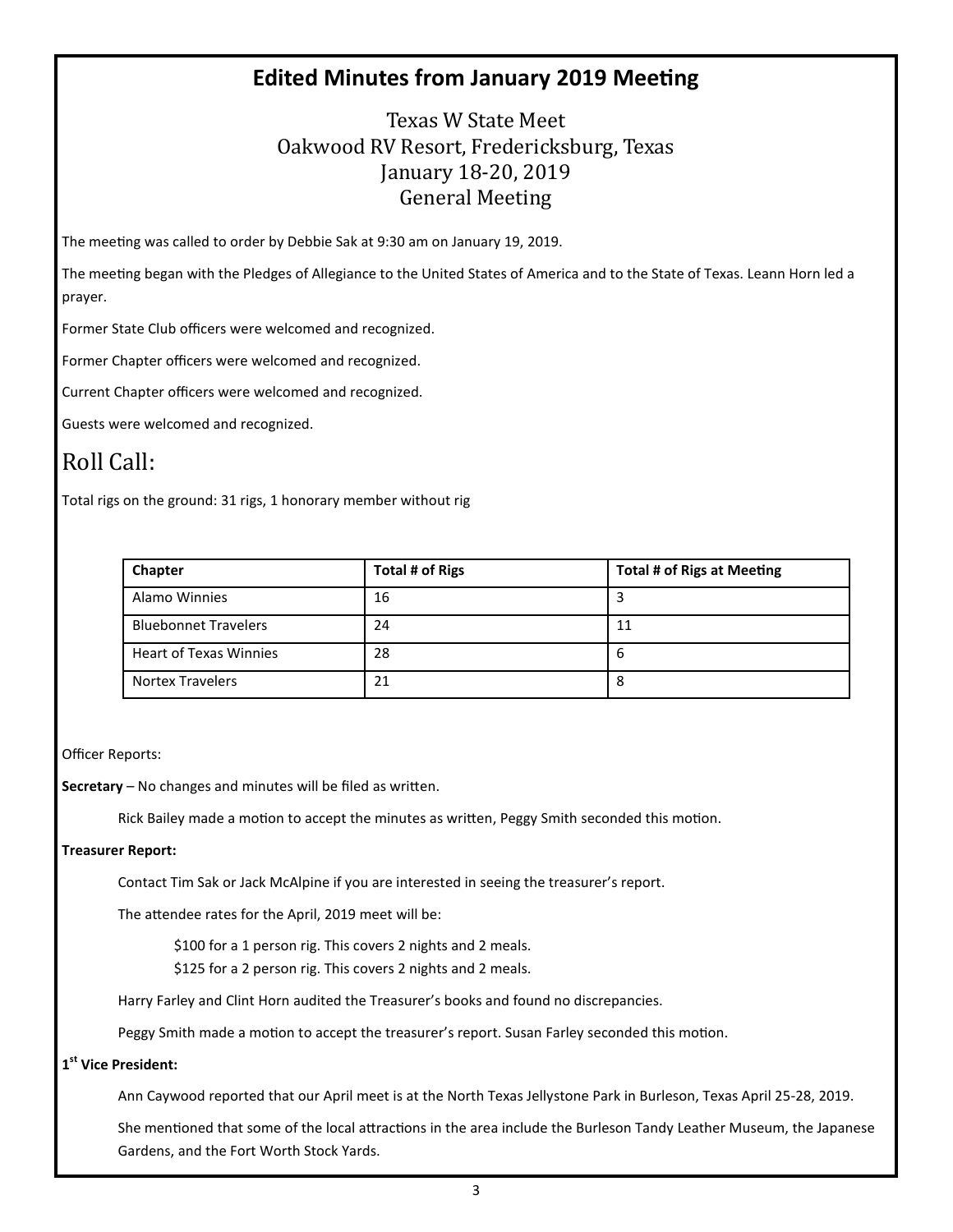## Edited Minutes from January 2019 Meeting

### Texas W State Meet
### Oakwood RV Resort, Fredericksburg, Texas
### January 18-20, 2019
### General Meeting

The meeting was called to order by Debbie Sak at 9:30 am on January 19, 2019.

The meeting began with the Pledges of Allegiance to the United States of America and to the State of Texas. Leann Horn led a prayer.

Former State Club officers were welcomed and recognized.

Former Chapter officers were welcomed and recognized.

Current Chapter officers were welcomed and recognized.

Guests were welcomed and recognized.

# Roll Call:

Total rigs on the ground: 31 rigs, 1 honorary member without rig

| Chapter | Total # of Rigs | Total # of Rigs at Meeting |
|---|---|---|
| Alamo Winnies | 16 | 3 |
| Bluebonnet Travelers | 24 | 11 |
| Heart of Texas Winnies | 28 | 6 |
| Nortex Travelers | 21 | 8 |

Officer Reports:

**Secretary** – No changes and minutes will be filed as written.

Rick Bailey made a motion to accept the minutes as written, Peggy Smith seconded this motion.

**Treasurer Report:**

Contact Tim Sak or Jack McAlpine if you are interested in seeing the treasurer's report.

The attendee rates for the April, 2019 meet will be:

$100 for a 1 person rig. This covers 2 nights and 2 meals.
$125 for a 2 person rig. This covers 2 nights and 2 meals.

Harry Farley and Clint Horn audited the Treasurer's books and found no discrepancies.

Peggy Smith made a motion to accept the treasurer's report. Susan Farley seconded this motion.

**1st Vice President:**

Ann Caywood reported that our April meet is at the North Texas Jellystone Park in Burleson, Texas April 25-28, 2019.

She mentioned that some of the local attractions in the area include the Burleson Tandy Leather Museum, the Japanese Gardens, and the Fort Worth Stock Yards.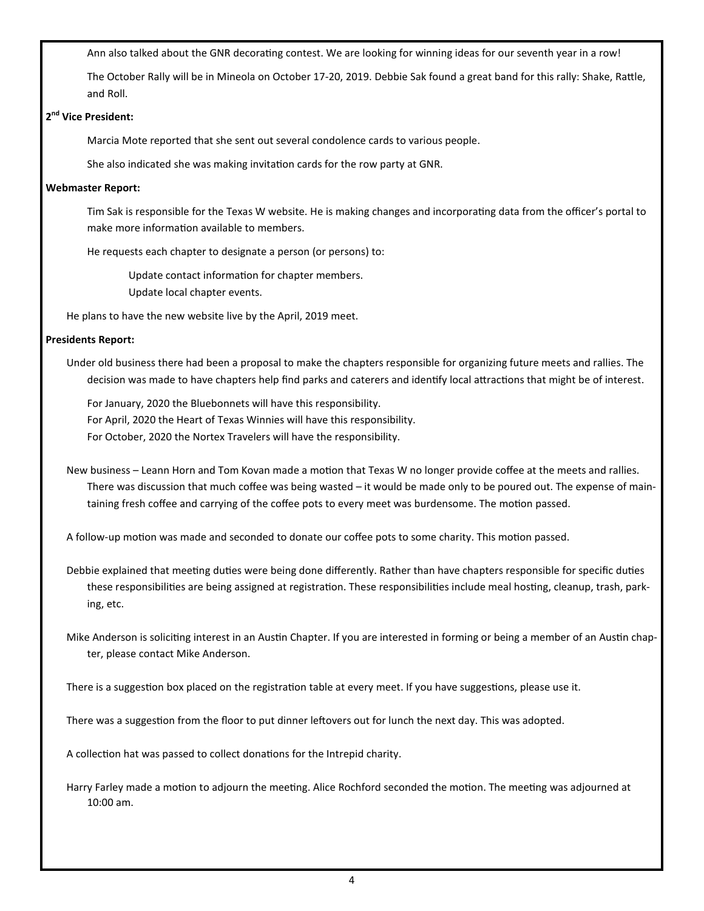Ann also talked about the GNR decorating contest. We are looking for winning ideas for our seventh year in a row!

The October Rally will be in Mineola on October 17-20, 2019. Debbie Sak found a great band for this rally: Shake, Rattle, and Roll.

**2nd Vice President:**

Marcia Mote reported that she sent out several condolence cards to various people.

She also indicated she was making invitation cards for the row party at GNR.

**Webmaster Report:**

Tim Sak is responsible for the Texas W website. He is making changes and incorporating data from the officer's portal to make more information available to members.

He requests each chapter to designate a person (or persons) to:

Update contact information for chapter members.
Update local chapter events.

He plans to have the new website live by the April, 2019 meet.

**Presidents Report:**

Under old business there had been a proposal to make the chapters responsible for organizing future meets and rallies. The decision was made to have chapters help find parks and caterers and identify local attractions that might be of interest.

For January, 2020 the Bluebonnets will have this responsibility.
For April, 2020 the Heart of Texas Winnies will have this responsibility.
For October, 2020 the Nortex Travelers will have the responsibility.

New business – Leann Horn and Tom Kovan made a motion that Texas W no longer provide coffee at the meets and rallies. There was discussion that much coffee was being wasted – it would be made only to be poured out. The expense of maintaining fresh coffee and carrying of the coffee pots to every meet was burdensome. The motion passed.

A follow-up motion was made and seconded to donate our coffee pots to some charity. This motion passed.

Debbie explained that meeting duties were being done differently. Rather than have chapters responsible for specific duties these responsibilities are being assigned at registration. These responsibilities include meal hosting, cleanup, trash, parking, etc.

Mike Anderson is soliciting interest in an Austin Chapter. If you are interested in forming or being a member of an Austin chapter, please contact Mike Anderson.

There is a suggestion box placed on the registration table at every meet. If you have suggestions, please use it.

There was a suggestion from the floor to put dinner leftovers out for lunch the next day. This was adopted.

A collection hat was passed to collect donations for the Intrepid charity.

Harry Farley made a motion to adjourn the meeting. Alice Rochford seconded the motion. The meeting was adjourned at 10:00 am.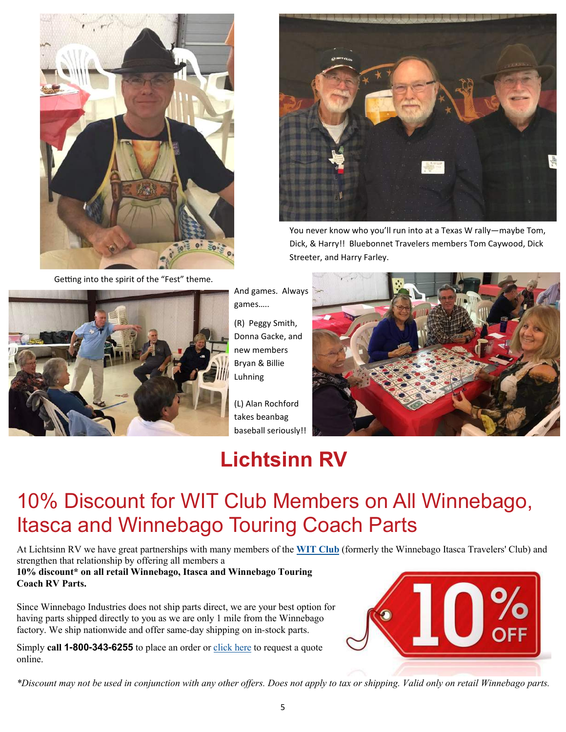You never know who you'll run into at a Texas W rally—maybe Tom, Dick, & Harry!! Bluebonnet Travelers members Tom Caywood, Dick Streeter, and Harry Farley.

Getting into the spirit of the "Fest" theme.

And games. Always games…..

(R) Peggy Smith, Donna Gacke, and new members Bryan & Billie Luhning

(L) Alan Rochford takes beanbag baseball seriously!!

# Lichtsinn RV

## 10% Discount for WIT Club Members on All Winnebago, Itasca and Winnebago Touring Coach Parts

At Lichtsinn RV we have great partnerships with many members of the **WIT Club** (formerly the Winnebago Itasca Travelers' Club) and strengthen that relationship by offering all members a **10% discount* on all retail Winnebago, Itasca and Winnebago Touring Coach RV Parts.**

Since Winnebago Industries does not ship parts direct, we are your best option for having parts shipped directly to you as we are only 1 mile from the Winnebago factory. We ship nationwide and offer same-day shipping on in-stock parts.

Simply **call 1-800-343-6255** to place an order or click here to request a quote online.

*\*Discount may not be used in conjunction with any other offers. Does not apply to tax or shipping. Valid only on retail Winnebago parts.*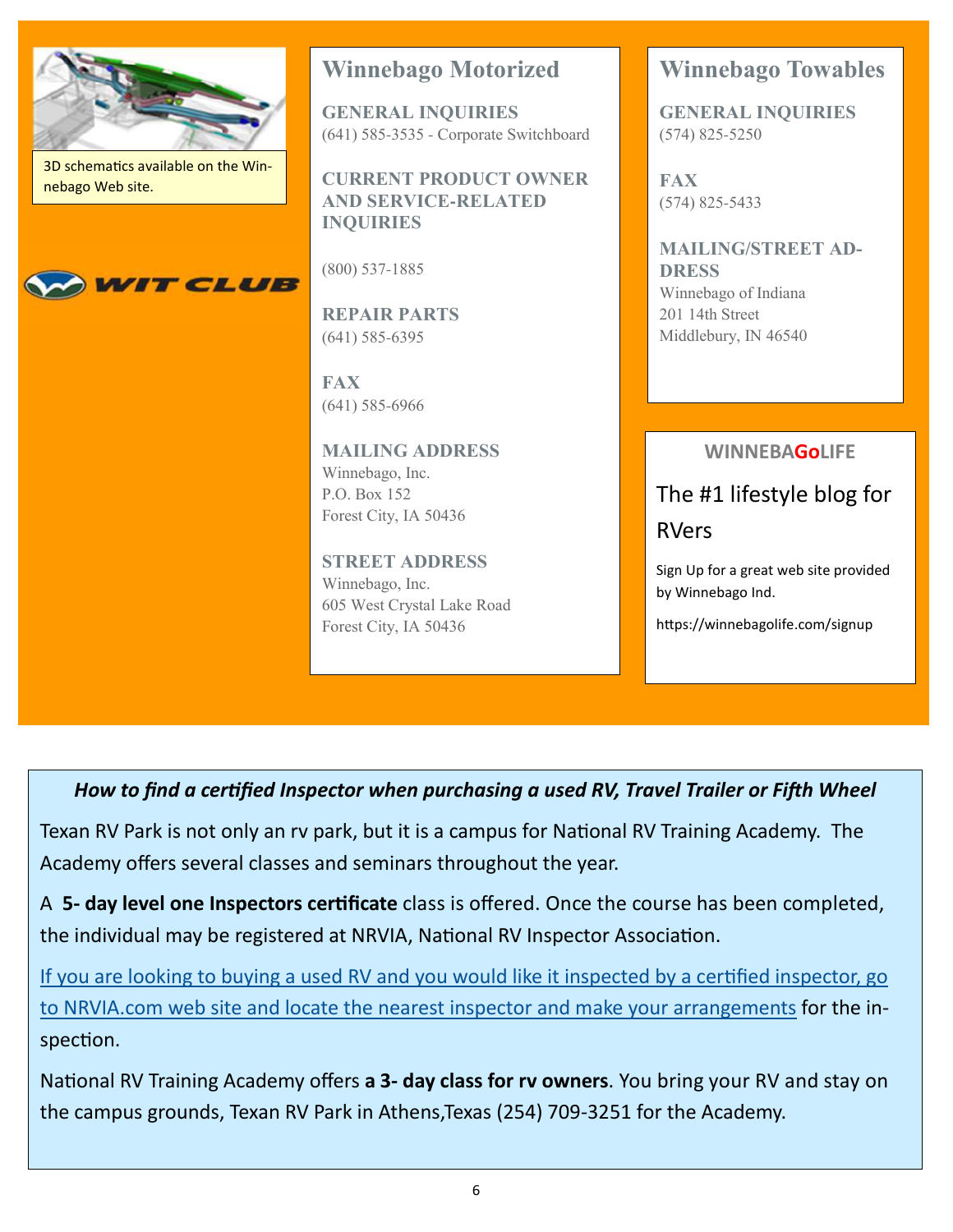3D schematics available on the Winnebago Web site.

WIT CLUB

## Winnebago Motorized

**GENERAL INQUIRIES**
(641) 585-3535 - Corporate Switchboard

**CURRENT PRODUCT OWNER AND SERVICE-RELATED INQUIRIES**

(800) 537-1885

**REPAIR PARTS**
(641) 585-6395

**FAX**
(641) 585-6966

**MAILING ADDRESS**
Winnebago, Inc.
P.O. Box 152
Forest City, IA 50436

**STREET ADDRESS**
Winnebago, Inc.
605 West Crystal Lake Road
Forest City, IA 50436

## Winnebago Towables

**GENERAL INQUIRIES**
(574) 825-5250

**FAX**
(574) 825-5433

**MAILING/STREET ADDRESS**
Winnebago of Indiana
201 14th Street
Middlebury, IN 46540

**WINNEBAGoLIFE**

The #1 lifestyle blog for RVers

Sign Up for a great web site provided by Winnebago Ind.

https://winnebagolife.com/signup

***How to find a certified Inspector when purchasing a used RV, Travel Trailer or Fifth Wheel***

Texan RV Park is not only an rv park, but it is a campus for National RV Training Academy. The Academy offers several classes and seminars throughout the year.

A **5- day level one Inspectors certificate** class is offered. Once the course has been completed, the individual may be registered at NRVIA, National RV Inspector Association.

If you are looking to buying a used RV and you would like it inspected by a certified inspector, go to NRVIA.com web site and locate the nearest inspector and make your arrangements for the inspection.

National RV Training Academy offers **a 3- day class for rv owners**. You bring your RV and stay on the campus grounds, Texan RV Park in Athens,Texas (254) 709-3251 for the Academy.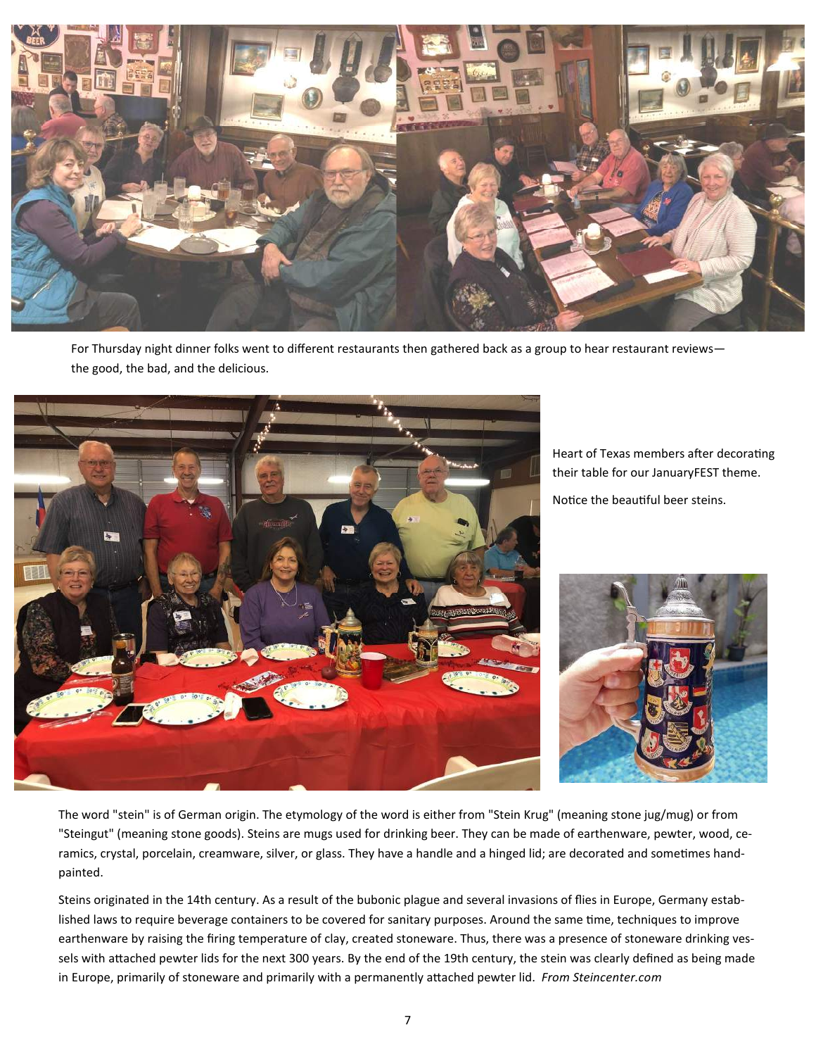For Thursday night dinner folks went to different restaurants then gathered back as a group to hear restaurant reviews—the good, the bad, and the delicious.

Heart of Texas members after decorating their table for our JanuaryFEST theme.

Notice the beautiful beer steins.

The word "stein" is of German origin. The etymology of the word is either from "Stein Krug" (meaning stone jug/mug) or from "Steingut" (meaning stone goods). Steins are mugs used for drinking beer. They can be made of earthenware, pewter, wood, ceramics, crystal, porcelain, creamware, silver, or glass. They have a handle and a hinged lid; are decorated and sometimes hand-painted.

Steins originated in the 14th century. As a result of the bubonic plague and several invasions of flies in Europe, Germany established laws to require beverage containers to be covered for sanitary purposes. Around the same time, techniques to improve earthenware by raising the firing temperature of clay, created stoneware. Thus, there was a presence of stoneware drinking vessels with attached pewter lids for the next 300 years. By the end of the 19th century, the stein was clearly defined as being made in Europe, primarily of stoneware and primarily with a permanently attached pewter lid. *From Steincenter.com*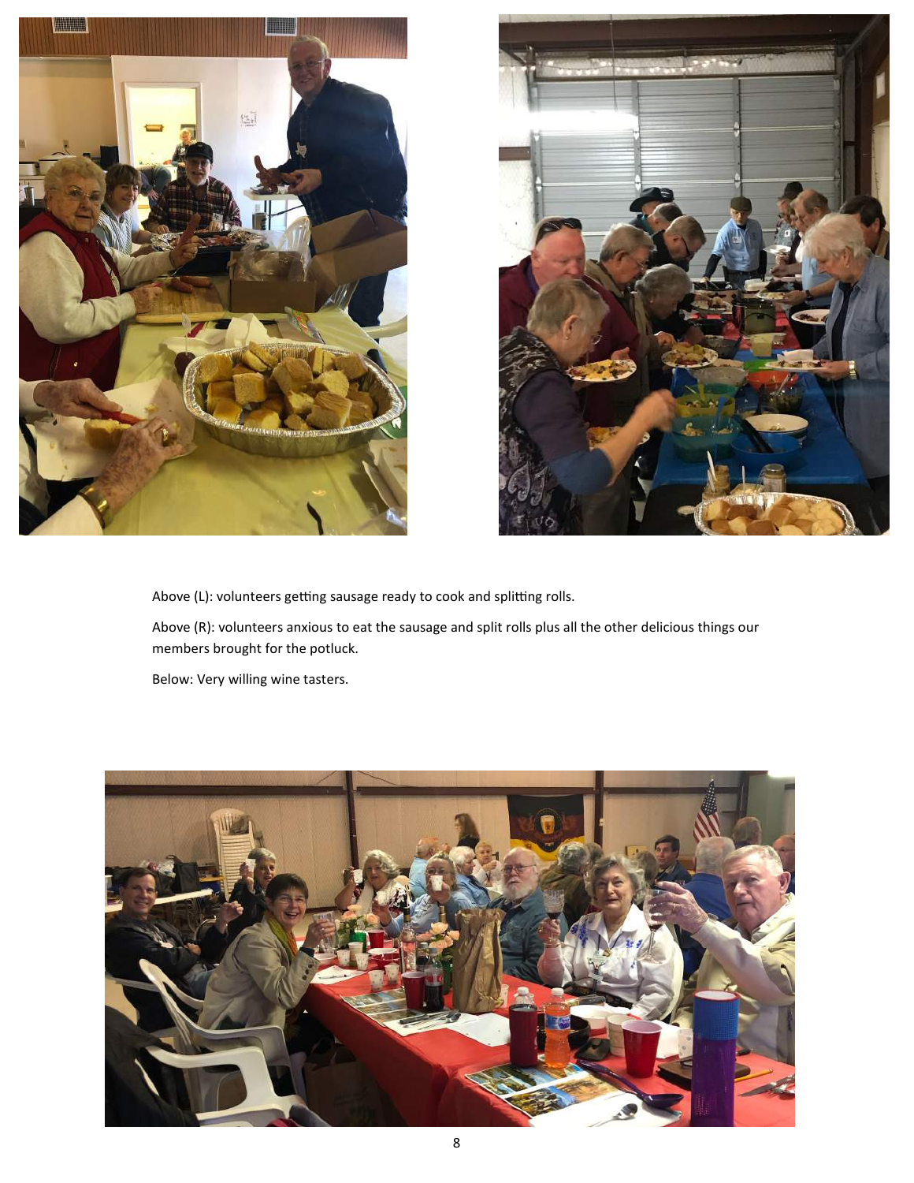Above (L): volunteers getting sausage ready to cook and splitting rolls.

Above (R): volunteers anxious to eat the sausage and split rolls plus all the other delicious things our members brought for the potluck.

Below: Very willing wine tasters.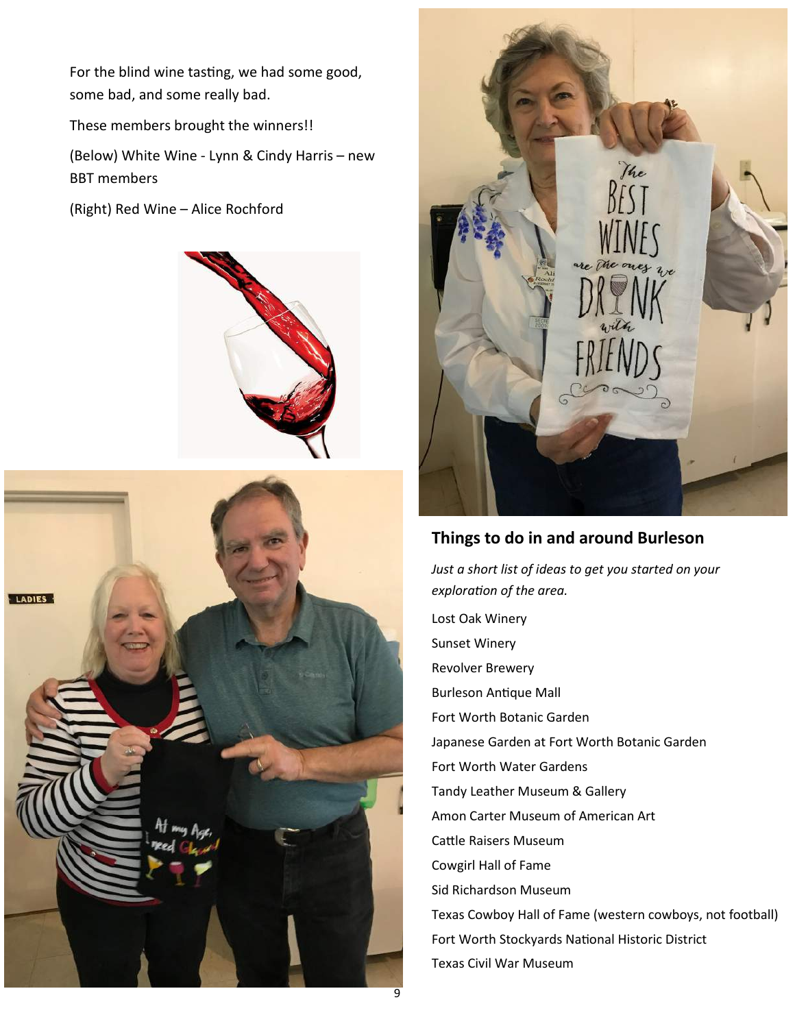For the blind wine tasting, we had some good, some bad, and some really bad.

These members brought the winners!!

(Below) White Wine - Lynn & Cindy Harris – new BBT members

(Right) Red Wine – Alice Rochford

## Things to do in and around Burleson

*Just a short list of ideas to get you started on your exploration of the area.*

Lost Oak Winery

Sunset Winery

Revolver Brewery

Burleson Antique Mall

Fort Worth Botanic Garden

Japanese Garden at Fort Worth Botanic Garden

Fort Worth Water Gardens

Tandy Leather Museum & Gallery

Amon Carter Museum of American Art

Cattle Raisers Museum

Cowgirl Hall of Fame

Sid Richardson Museum

Texas Cowboy Hall of Fame (western cowboys, not football)

Fort Worth Stockyards National Historic District

Texas Civil War Museum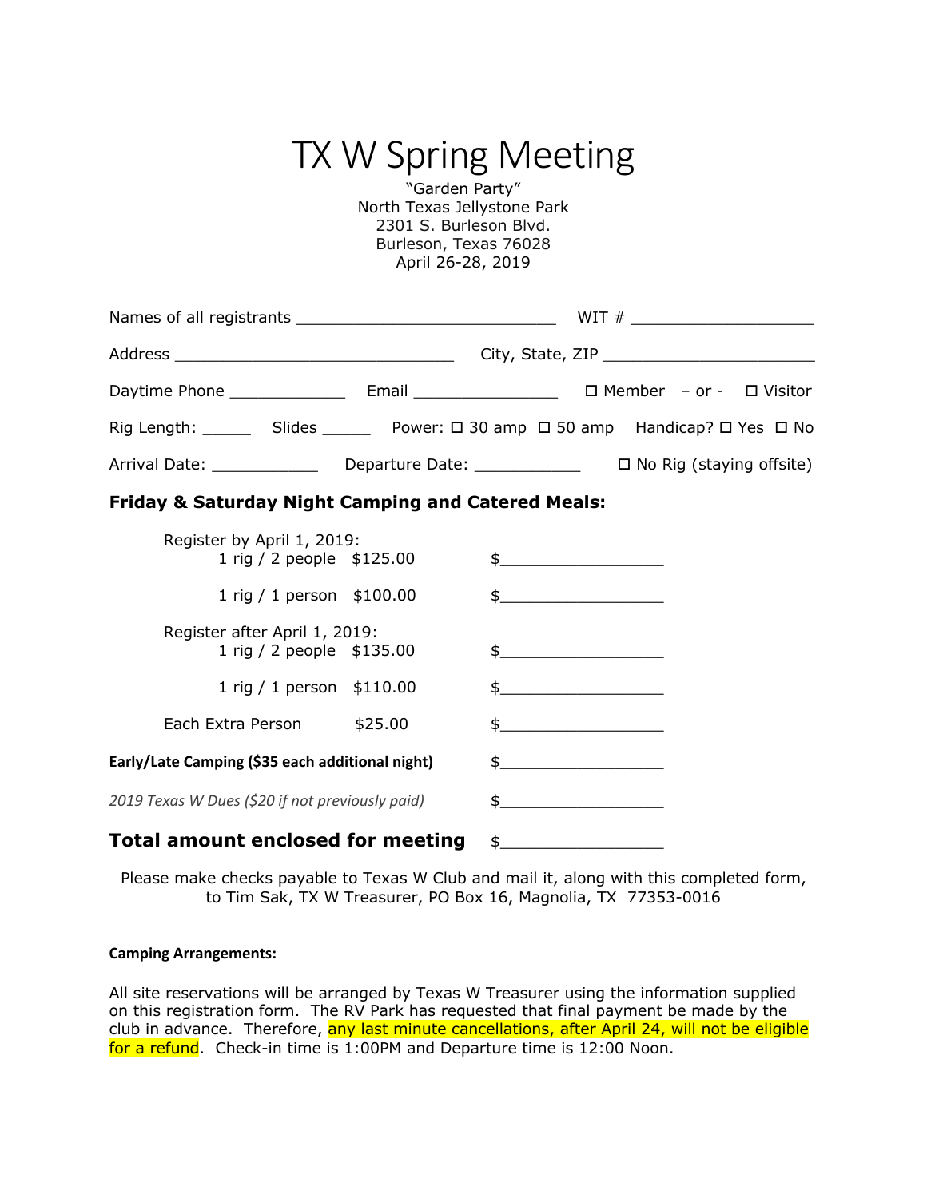# TX W Spring Meeting

"Garden Party"
North Texas Jellystone Park
2301 S. Burleson Blvd.
Burleson, Texas 76028
April 26-28, 2019

Names of all registrants ____________________________ WIT # ____________________

Address ______________________________ City, State, ZIP ______________________

Daytime Phone ____________ Email ________________ ☐ Member – or - ☐ Visitor

Rig Length: _____ Slides _____ Power: ☐ 30 amp ☐ 50 amp Handicap? ☐ Yes ☐ No

Arrival Date: ___________ Departure Date: ___________ ☐ No Rig (staying offsite)

### Friday & Saturday Night Camping and Catered Meals:

Register by April 1, 2019:

1 rig / 2 people $125.00 $__________________

1 rig / 1 person $100.00 $__________________

Register after April 1, 2019:

1 rig / 2 people $135.00 $__________________

1 rig / 1 person $110.00 $__________________

Each Extra Person $25.00 $__________________

**Early/Late Camping ($35 each additional night)** $__________________

*2019 Texas W Dues ($20 if not previously paid)* $__________________

**Total amount enclosed for meeting** $_________________

Please make checks payable to Texas W Club and mail it, along with this completed form, to Tim Sak, TX W Treasurer, PO Box 16, Magnolia, TX 77353-0016

**Camping Arrangements:**

All site reservations will be arranged by Texas W Treasurer using the information supplied on this registration form. The RV Park has requested that final payment be made by the club in advance. Therefore, any last minute cancellations, after April 24, will not be eligible for a refund. Check-in time is 1:00PM and Departure time is 12:00 Noon.